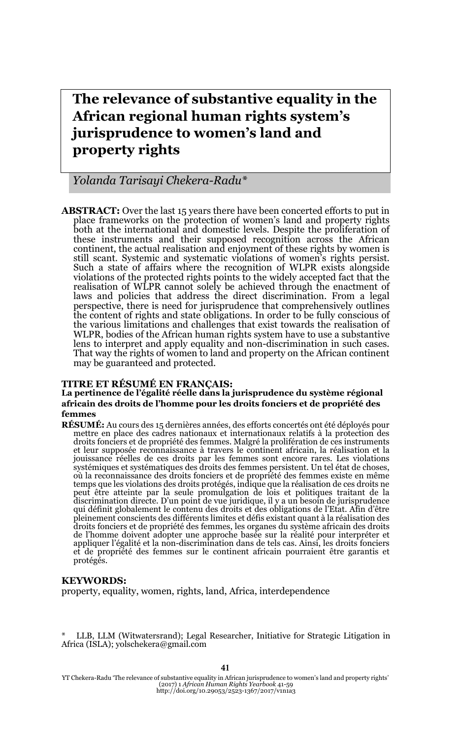# The relevance of substantive equality in the African regional human rights system's jurisprudence to women's land and property rights

*Yolanda Tarisayi Chekera-Radu**

**ABSTRACT:** Over the last 15 years there have been concerted efforts to put in place frameworks on the protection of women's land and property rights both at the international and domestic levels. Despite the proliferation of these instruments and their supposed recognition across the African continent, the actual realisation and enjoyment of these rights by women is still scant. Systemic and systematic violations of women's rights persist. Such a state of affairs where the recognition of WLPR exists alongside violations of the protected rights points to the widely accepted fact that the realisation of WLPR cannot solely be achieved through the enactment of laws and policies that address the direct discrimination. From a legal perspective, there is need for jurisprudence that comprehensively outlines the content of rights and state obligations. In order to be fully conscious of the various limitations and challenges that exist towards the realisation of WLPR, bodies of the African human rights system have to use a substantive lens to interpret and apply equality and non-discrimination in such cases. That way the rights of women to land and property on the African continent may be guaranteed and protected.

**TITRE ET RÉSUMÉ EN FRANÇAIS:**

**La pertinence de l'égalité réelle dans la jurisprudence du système régional africain des droits de l'homme pour les droits fonciers et de propriété des femmes**

**RÉSUMÉ:** Au cours des 15 dernières années, des efforts concertés ont été déployés pour mettre en place des cadres nationaux et internationaux relatifs à la protection des droits fonciers et de propriété des femmes. Malgré la prolifération de ces instruments et leur supposée reconnaissance à travers le continent africain, la réalisation et la jouissance réelles de ces droits par les femmes sont encore rares. Les violations systémiques et systématiques des droits des femmes persistent. Un tel état de choses, où la reconnaissance des droits fonciers et de propriété des femmes existe en même temps que les violations des droits protégés, indique que la réalisation de ces droits ne peut être atteinte par la seule promulgation de lois et politiques traitant de la discrimination directe. D'un point de vue juridique, il y a un besoin de jurisprudence qui définit globalement le contenu des droits et des obligations de l'Etat. Afin d'être pleinement conscients des différents limites et défis existant quant à la réalisation des droits fonciers et de propriété des femmes, les organes du système africain des droits de l'homme doivent adopter une approche basée sur la réalité pour interpréter et appliquer l'égalité et la non-discrimination dans de tels cas. Ainsi, les droits fonciers et de propriété des femmes sur le continent africain pourraient être garantis et protégés.

**KEYWORDS:**

property, equality, women, rights, land, Africa, interdependence

\* LLB, LLM (Witwatersrand); Legal Researcher, Initiative for Strategic Litigation in Africa (ISLA); yolschekera@gmail.com

YT Chekera-Radu 'The relevance of substantive equality in African jurisprudence to women's land and property rights' (2017) 1 *African Human Rights Yearbook* 41-59
http://doi.org/10.29053/2523-1367/2017/v1n1a3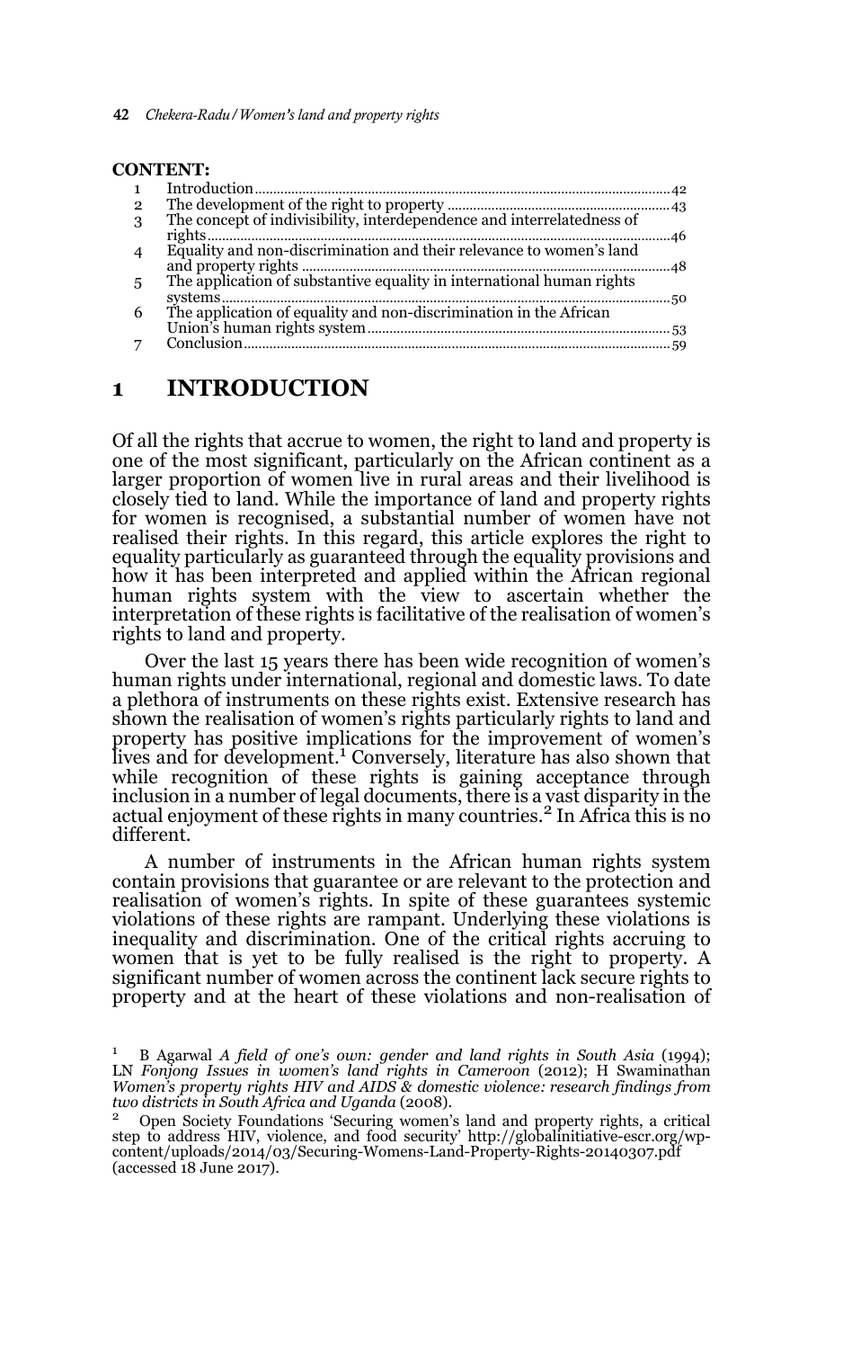**CONTENT:**

| | | |
|---|---|---|
| 1 | Introduction | 42 |
| 2 | The development of the right to property | 43 |
| 3 | The concept of indivisibility, interdependence and interrelatedness of rights | 46 |
| 4 | Equality and non-discrimination and their relevance to women's land and property rights | 48 |
| 5 | The application of substantive equality in international human rights systems | 50 |
| 6 | The application of equality and non-discrimination in the African Union's human rights system | 53 |
| 7 | Conclusion | 59 |

## 1 INTRODUCTION

Of all the rights that accrue to women, the right to land and property is one of the most significant, particularly on the African continent as a larger proportion of women live in rural areas and their livelihood is closely tied to land. While the importance of land and property rights for women is recognised, a substantial number of women have not realised their rights. In this regard, this article explores the right to equality particularly as guaranteed through the equality provisions and how it has been interpreted and applied within the African regional human rights system with the view to ascertain whether the interpretation of these rights is facilitative of the realisation of women's rights to land and property.

Over the last 15 years there has been wide recognition of women's human rights under international, regional and domestic laws. To date a plethora of instruments on these rights exist. Extensive research has shown the realisation of women's rights particularly rights to land and property has positive implications for the improvement of women's lives and for development.[1] Conversely, literature has also shown that while recognition of these rights is gaining acceptance through inclusion in a number of legal documents, there is a vast disparity in the actual enjoyment of these rights in many countries.[2] In Africa this is no different.

A number of instruments in the African human rights system contain provisions that guarantee or are relevant to the protection and realisation of women's rights. In spite of these guarantees systemic violations of these rights are rampant. Underlying these violations is inequality and discrimination. One of the critical rights accruing to women that is yet to be fully realised is the right to property. A significant number of women across the continent lack secure rights to property and at the heart of these violations and non-realisation of

---

[1] B Agarwal *A field of one's own: gender and land rights in South Asia* (1994); LN *Fonjong Issues in women's land rights in Cameroon* (2012); H Swaminathan *Women's property rights HIV and AIDS & domestic violence: research findings from two districts in South Africa and Uganda* (2008).

[2] Open Society Foundations 'Securing women's land and property rights, a critical step to address HIV, violence, and food security' http://globalinitiative-escr.org/wp-content/uploads/2014/03/Securing-Womens-Land-Property-Rights-20140307.pdf (accessed 18 June 2017).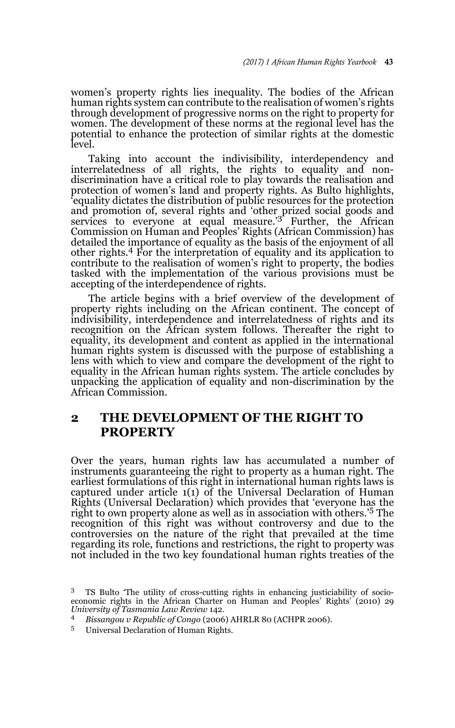women's property rights lies inequality. The bodies of the African human rights system can contribute to the realisation of women's rights through development of progressive norms on the right to property for women. The development of these norms at the regional level has the potential to enhance the protection of similar rights at the domestic level.

Taking into account the indivisibility, interdependency and interrelatedness of all rights, the rights to equality and non-discrimination have a critical role to play towards the realisation and protection of women's land and property rights. As Bulto highlights, 'equality dictates the distribution of public resources for the protection and promotion of, several rights and 'other prized social goods and services to everyone at equal measure.'[3] Further, the African Commission on Human and Peoples' Rights (African Commission) has detailed the importance of equality as the basis of the enjoyment of all other rights.[4] For the interpretation of equality and its application to contribute to the realisation of women's right to property, the bodies tasked with the implementation of the various provisions must be accepting of the interdependence of rights.

The article begins with a brief overview of the development of property rights including on the African continent. The concept of indivisibility, interdependence and interrelatedness of rights and its recognition on the African system follows. Thereafter the right to equality, its development and content as applied in the international human rights system is discussed with the purpose of establishing a lens with which to view and compare the development of the right to equality in the African human rights system. The article concludes by unpacking the application of equality and non-discrimination by the African Commission.

## 2 THE DEVELOPMENT OF THE RIGHT TO PROPERTY

Over the years, human rights law has accumulated a number of instruments guaranteeing the right to property as a human right. The earliest formulations of this right in international human rights laws is captured under article 1(1) of the Universal Declaration of Human Rights (Universal Declaration) which provides that 'everyone has the right to own property alone as well as in association with others.'[5] The recognition of this right was without controversy and due to the controversies on the nature of the right that prevailed at the time regarding its role, functions and restrictions, the right to property was not included in the two key foundational human rights treaties of the

---

[3] TS Bulto 'The utility of cross-cutting rights in enhancing justiciability of socio-economic rights in the African Charter on Human and Peoples' Rights' (2010) 29 *University of Tasmania Law Review* 142.

[4] *Bissangou v Republic of Congo* (2006) AHRLR 80 (ACHPR 2006).

[5] Universal Declaration of Human Rights.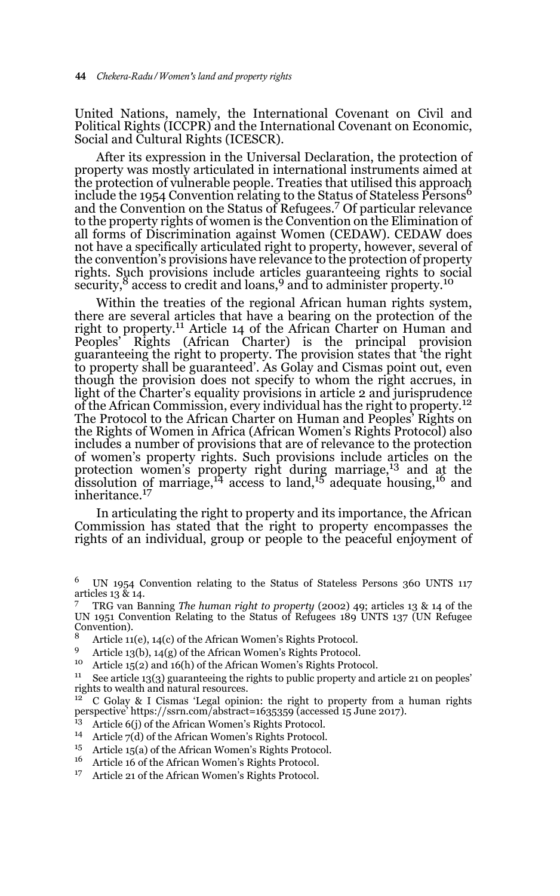United Nations, namely, the International Covenant on Civil and Political Rights (ICCPR) and the International Covenant on Economic, Social and Cultural Rights (ICESCR).

After its expression in the Universal Declaration, the protection of property was mostly articulated in international instruments aimed at the protection of vulnerable people. Treaties that utilised this approach include the 1954 Convention relating to the Status of Stateless Persons[6] and the Convention on the Status of Refugees.[7] Of particular relevance to the property rights of women is the Convention on the Elimination of all forms of Discrimination against Women (CEDAW). CEDAW does not have a specifically articulated right to property, however, several of the convention's provisions have relevance to the protection of property rights. Such provisions include articles guaranteeing rights to social security,[8] access to credit and loans,[9] and to administer property.[10]

Within the treaties of the regional African human rights system, there are several articles that have a bearing on the protection of the right to property.[11] Article 14 of the African Charter on Human and Peoples' Rights (African Charter) is the principal provision guaranteeing the right to property. The provision states that 'the right to property shall be guaranteed'. As Golay and Cismas point out, even though the provision does not specify to whom the right accrues, in light of the Charter's equality provisions in article 2 and jurisprudence of the African Commission, every individual has the right to property.[12] The Protocol to the African Charter on Human and Peoples' Rights on the Rights of Women in Africa (African Women's Rights Protocol) also includes a number of provisions that are of relevance to the protection of women's property rights. Such provisions include articles on the protection women's property right during marriage,[13] and at the dissolution of marriage,[14] access to land,[15] adequate housing,[16] and inheritance.[17]

In articulating the right to property and its importance, the African Commission has stated that the right to property encompasses the rights of an individual, group or people to the peaceful enjoyment of

---

[6] UN 1954 Convention relating to the Status of Stateless Persons 360 UNTS 117 articles 13 & 14.

[7] TRG van Banning *The human right to property* (2002) 49; articles 13 & 14 of the UN 1951 Convention Relating to the Status of Refugees 189 UNTS 137 (UN Refugee Convention).

[8] Article 11(e), 14(c) of the African Women's Rights Protocol.

[9] Article 13(b), 14(g) of the African Women's Rights Protocol.

[10] Article 15(2) and 16(h) of the African Women's Rights Protocol.

[11] See article 13(3) guaranteeing the rights to public property and article 21 on peoples' rights to wealth and natural resources.

[12] C Golay & I Cismas 'Legal opinion: the right to property from a human rights perspective' https://ssrn.com/abstract=1635359 (accessed 15 June 2017).

[13] Article 6(j) of the African Women's Rights Protocol.

[14] Article 7(d) of the African Women's Rights Protocol.

[15] Article 15(a) of the African Women's Rights Protocol.

[16] Article 16 of the African Women's Rights Protocol.

[17] Article 21 of the African Women's Rights Protocol.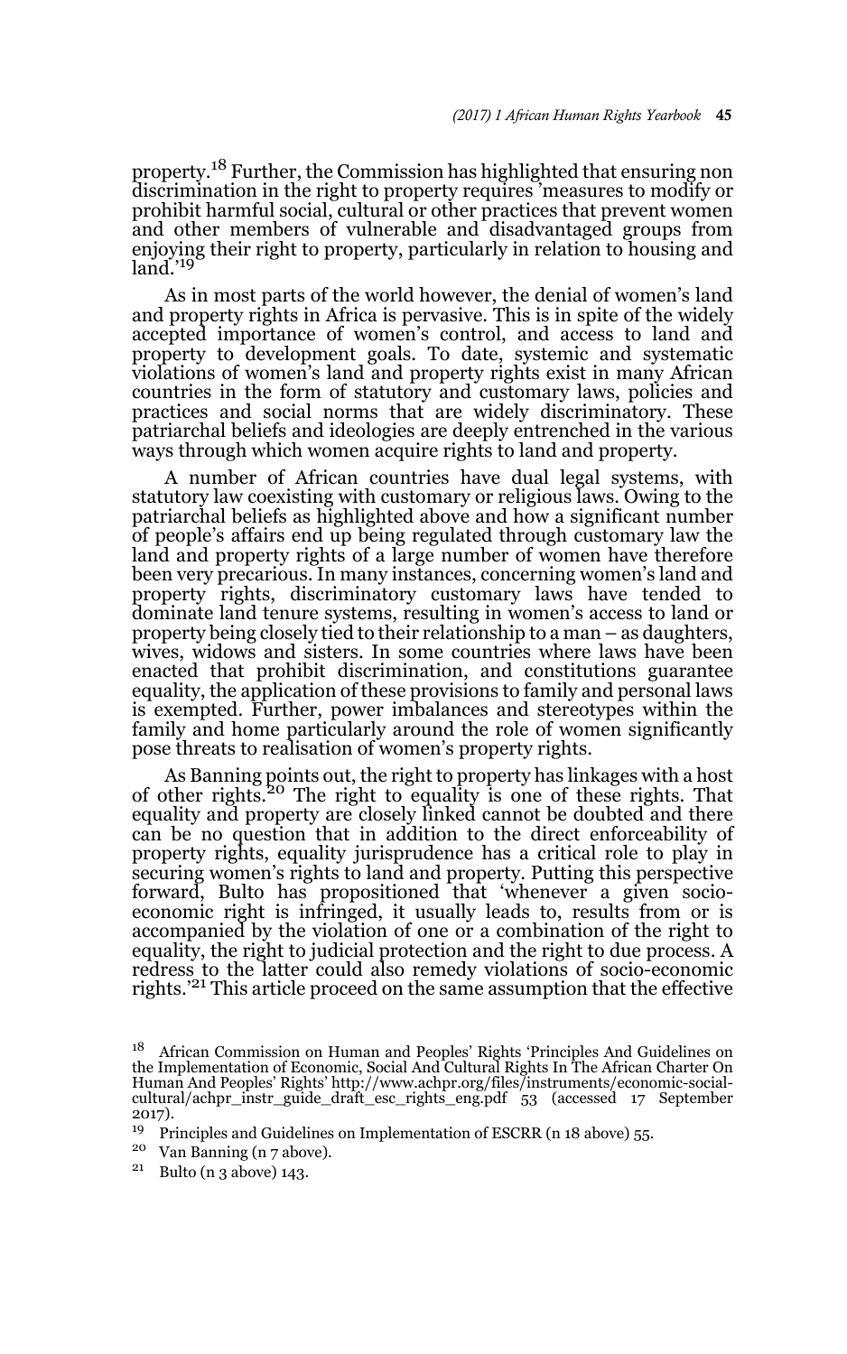property.[18] Further, the Commission has highlighted that ensuring non discrimination in the right to property requires 'measures to modify or prohibit harmful social, cultural or other practices that prevent women and other members of vulnerable and disadvantaged groups from enjoying their right to property, particularly in relation to housing and land.'[19]

As in most parts of the world however, the denial of women's land and property rights in Africa is pervasive. This is in spite of the widely accepted importance of women's control, and access to land and property to development goals. To date, systemic and systematic violations of women's land and property rights exist in many African countries in the form of statutory and customary laws, policies and practices and social norms that are widely discriminatory. These patriarchal beliefs and ideologies are deeply entrenched in the various ways through which women acquire rights to land and property.

A number of African countries have dual legal systems, with statutory law coexisting with customary or religious laws. Owing to the patriarchal beliefs as highlighted above and how a significant number of people's affairs end up being regulated through customary law the land and property rights of a large number of women have therefore been very precarious. In many instances, concerning women's land and property rights, discriminatory customary laws have tended to dominate land tenure systems, resulting in women's access to land or property being closely tied to their relationship to a man – as daughters, wives, widows and sisters. In some countries where laws have been enacted that prohibit discrimination, and constitutions guarantee equality, the application of these provisions to family and personal laws is exempted. Further, power imbalances and stereotypes within the family and home particularly around the role of women significantly pose threats to realisation of women's property rights.

As Banning points out, the right to property has linkages with a host of other rights.[20] The right to equality is one of these rights. That equality and property are closely linked cannot be doubted and there can be no question that in addition to the direct enforceability of property rights, equality jurisprudence has a critical role to play in securing women's rights to land and property. Putting this perspective forward, Bulto has propositioned that 'whenever a given socio-economic right is infringed, it usually leads to, results from or is accompanied by the violation of one or a combination of the right to equality, the right to judicial protection and the right to due process. A redress to the latter could also remedy violations of socio-economic rights.'[21] This article proceed on the same assumption that the effective

---

[18] African Commission on Human and Peoples' Rights 'Principles And Guidelines on the Implementation of Economic, Social And Cultural Rights In The African Charter On Human And Peoples' Rights' http://www.achpr.org/files/instruments/economic-social-cultural/achpr_instr_guide_draft_esc_rights_eng.pdf 53 (accessed 17 September 2017).

[19] Principles and Guidelines on Implementation of ESCRR (n 18 above) 55.

[20] Van Banning (n 7 above).

[21] Bulto (n 3 above) 143.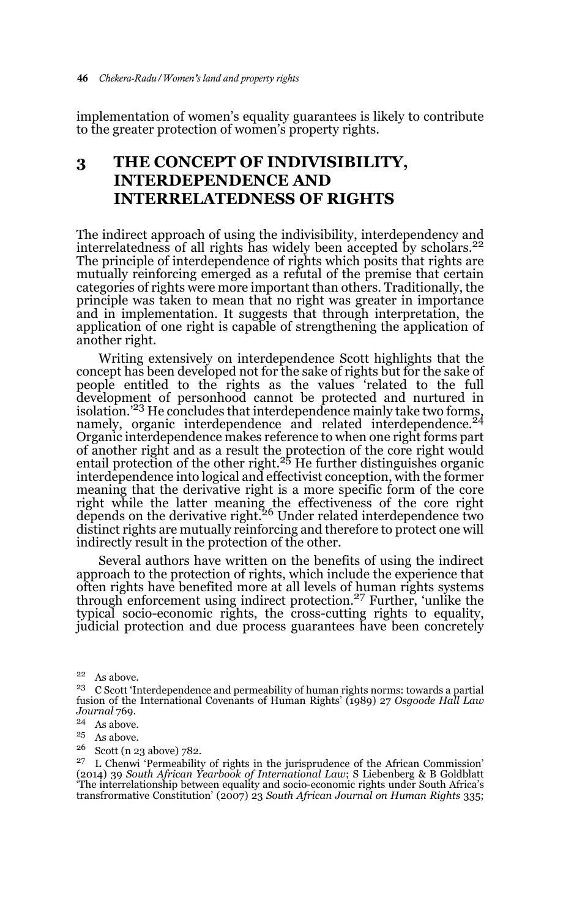implementation of women's equality guarantees is likely to contribute to the greater protection of women's property rights.

## 3 THE CONCEPT OF INDIVISIBILITY, INTERDEPENDENCE AND INTERRELATEDNESS OF RIGHTS

The indirect approach of using the indivisibility, interdependency and interrelatedness of all rights has widely been accepted by scholars.[22] The principle of interdependence of rights which posits that rights are mutually reinforcing emerged as a refutal of the premise that certain categories of rights were more important than others. Traditionally, the principle was taken to mean that no right was greater in importance and in implementation. It suggests that through interpretation, the application of one right is capable of strengthening the application of another right.

Writing extensively on interdependence Scott highlights that the concept has been developed not for the sake of rights but for the sake of people entitled to the rights as the values 'related to the full development of personhood cannot be protected and nurtured in isolation.'[23] He concludes that interdependence mainly take two forms, namely, organic interdependence and related interdependence.[24] Organic interdependence makes reference to when one right forms part of another right and as a result the protection of the core right would entail protection of the other right.[25] He further distinguishes organic interdependence into logical and effectivist conception, with the former meaning that the derivative right is a more specific form of the core right while the latter meaning the effectiveness of the core right depends on the derivative right.[26] Under related interdependence two distinct rights are mutually reinforcing and therefore to protect one will indirectly result in the protection of the other.

Several authors have written on the benefits of using the indirect approach to the protection of rights, which include the experience that often rights have benefited more at all levels of human rights systems through enforcement using indirect protection.[27] Further, 'unlike the typical socio-economic rights, the cross-cutting rights to equality, judicial protection and due process guarantees have been concretely

---

[22] As above.

[23] C Scott 'Interdependence and permeability of human rights norms: towards a partial fusion of the International Covenants of Human Rights' (1989) 27 *Osgoode Hall Law Journal* 769.

[24] As above.

[25] As above.

[26] Scott (n 23 above) 782.

[27] L Chenwi 'Permeability of rights in the jurisprudence of the African Commission' (2014) 39 *South African Yearbook of International Law*; S Liebenberg & B Goldblatt 'The interrelationship between equality and socio-economic rights under South Africa's transfrormative Constitution' (2007) 23 *South African Journal on Human Rights* 335;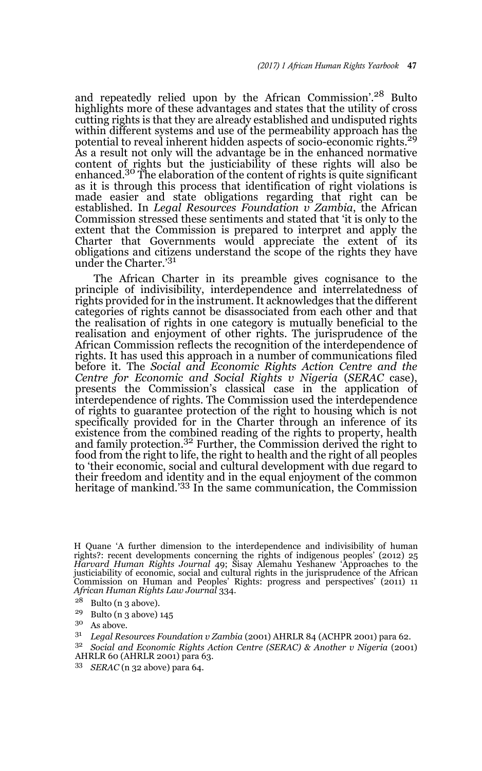and repeatedly relied upon by the African Commission'.[28] Bulto highlights more of these advantages and states that the utility of cross cutting rights is that they are already established and undisputed rights within different systems and use of the permeability approach has the potential to reveal inherent hidden aspects of socio-economic rights.[29] As a result not only will the advantage be in the enhanced normative content of rights but the justiciability of these rights will also be enhanced.[30] The elaboration of the content of rights is quite significant as it is through this process that identification of right violations is made easier and state obligations regarding that right can be established. In *Legal Resources Foundation v Zambia*, the African Commission stressed these sentiments and stated that 'it is only to the extent that the Commission is prepared to interpret and apply the Charter that Governments would appreciate the extent of its obligations and citizens understand the scope of the rights they have under the Charter.'[31]

The African Charter in its preamble gives cognisance to the principle of indivisibility, interdependence and interrelatedness of rights provided for in the instrument. It acknowledges that the different categories of rights cannot be disassociated from each other and that the realisation of rights in one category is mutually beneficial to the realisation and enjoyment of other rights. The jurisprudence of the African Commission reflects the recognition of the interdependence of rights. It has used this approach in a number of communications filed before it. The *Social and Economic Rights Action Centre and the Centre for Economic and Social Rights v Nigeria* (*SERAC* case), presents the Commission's classical case in the application of interdependence of rights. The Commission used the interdependence of rights to guarantee protection of the right to housing which is not specifically provided for in the Charter through an inference of its existence from the combined reading of the rights to property, health and family protection.[32] Further, the Commission derived the right to food from the right to life, the right to health and the right of all peoples to 'their economic, social and cultural development with due regard to their freedom and identity and in the equal enjoyment of the common heritage of mankind.'[33] In the same communication, the Commission

---

H Quane 'A further dimension to the interdependence and indivisibility of human rights?: recent developments concerning the rights of indigenous peoples' (2012) 25 *Harvard Human Rights Journal* 49; Sisay Alemahu Yeshanew 'Approaches to the justiciability of economic, social and cultural rights in the jurisprudence of the African Commission on Human and Peoples' Rights: progress and perspectives' (2011) 11 *African Human Rights Law Journal* 334.

[28] Bulto (n 3 above).

[29] Bulto (n 3 above) 145

[30] As above.

[31] *Legal Resources Foundation v Zambia* (2001) AHRLR 84 (ACHPR 2001) para 62.

[32] *Social and Economic Rights Action Centre (SERAC) & Another v Nigeria* (2001) AHRLR 60 (AHRLR 2001) para 63.

[33] *SERAC* (n 32 above) para 64.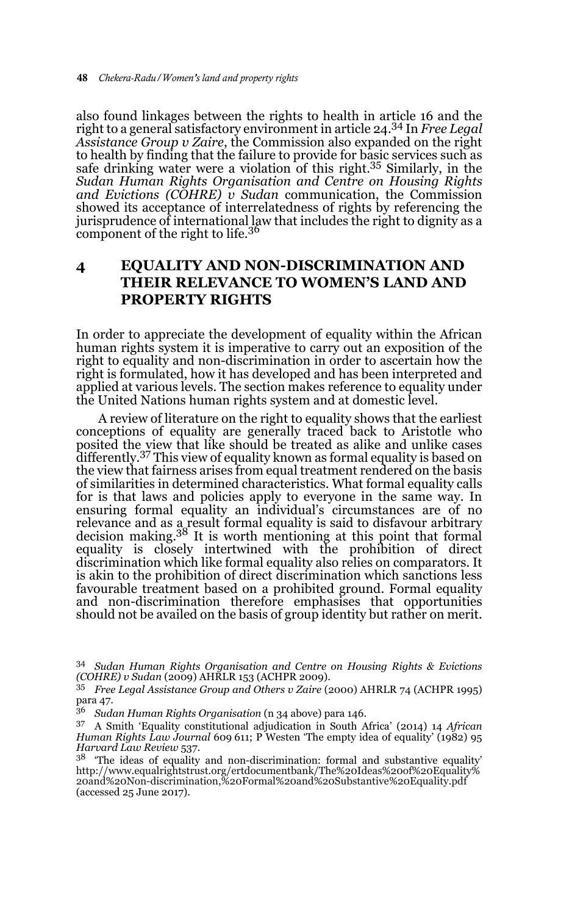also found linkages between the rights to health in article 16 and the right to a general satisfactory environment in article 24.[34] In *Free Legal Assistance Group v Zaire*, the Commission also expanded on the right to health by finding that the failure to provide for basic services such as safe drinking water were a violation of this right.[35] Similarly, in the *Sudan Human Rights Organisation and Centre on Housing Rights and Evictions (COHRE) v Sudan* communication, the Commission showed its acceptance of interrelatedness of rights by referencing the jurisprudence of international law that includes the right to dignity as a component of the right to life.[36]

## 4 EQUALITY AND NON-DISCRIMINATION AND THEIR RELEVANCE TO WOMEN'S LAND AND PROPERTY RIGHTS

In order to appreciate the development of equality within the African human rights system it is imperative to carry out an exposition of the right to equality and non-discrimination in order to ascertain how the right is formulated, how it has developed and has been interpreted and applied at various levels. The section makes reference to equality under the United Nations human rights system and at domestic level.

A review of literature on the right to equality shows that the earliest conceptions of equality are generally traced back to Aristotle who posited the view that like should be treated as alike and unlike cases differently.[37] This view of equality known as formal equality is based on the view that fairness arises from equal treatment rendered on the basis of similarities in determined characteristics. What formal equality calls for is that laws and policies apply to everyone in the same way. In ensuring formal equality an individual's circumstances are of no relevance and as a result formal equality is said to disfavour arbitrary decision making.[38] It is worth mentioning at this point that formal equality is closely intertwined with the prohibition of direct discrimination which like formal equality also relies on comparators. It is akin to the prohibition of direct discrimination which sanctions less favourable treatment based on a prohibited ground. Formal equality and non-discrimination therefore emphasises that opportunities should not be availed on the basis of group identity but rather on merit.

---

34 *Sudan Human Rights Organisation and Centre on Housing Rights & Evictions (COHRE) v Sudan* (2009) AHRLR 153 (ACHPR 2009).

35 *Free Legal Assistance Group and Others v Zaire* (2000) AHRLR 74 (ACHPR 1995) para 47.

36 *Sudan Human Rights Organisation* (n 34 above) para 146.

37 A Smith 'Equality constitutional adjudication in South Africa' (2014) 14 *African Human Rights Law Journal* 609 611; P Westen 'The empty idea of equality' (1982) 95 *Harvard Law Review* 537.

38 'The ideas of equality and non-discrimination: formal and substantive equality' http://www.equalrightstrust.org/ertdocumentbank/The%20Ideas%20of%20Equality%20and%20Non-discrimination,%20Formal%20and%20Substantive%20Equality.pdf (accessed 25 June 2017).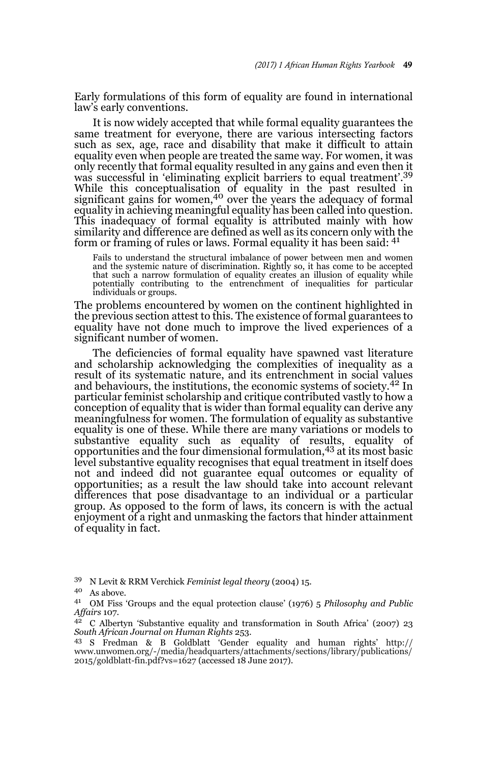Early formulations of this form of equality are found in international law's early conventions.

It is now widely accepted that while formal equality guarantees the same treatment for everyone, there are various intersecting factors such as sex, age, race and disability that make it difficult to attain equality even when people are treated the same way. For women, it was only recently that formal equality resulted in any gains and even then it was successful in 'eliminating explicit barriers to equal treatment'.[39] While this conceptualisation of equality in the past resulted in significant gains for women,[40] over the years the adequacy of formal equality in achieving meaningful equality has been called into question. This inadequacy of formal equality is attributed mainly with how similarity and difference are defined as well as its concern only with the form or framing of rules or laws. Formal equality it has been said: [41]

> Fails to understand the structural imbalance of power between men and women and the systemic nature of discrimination. Rightly so, it has come to be accepted that such a narrow formulation of equality creates an illusion of equality while potentially contributing to the entrenchment of inequalities for particular individuals or groups.

The problems encountered by women on the continent highlighted in the previous section attest to this. The existence of formal guarantees to equality have not done much to improve the lived experiences of a significant number of women.

The deficiencies of formal equality have spawned vast literature and scholarship acknowledging the complexities of inequality as a result of its systematic nature, and its entrenchment in social values and behaviours, the institutions, the economic systems of society.[42] In particular feminist scholarship and critique contributed vastly to how a conception of equality that is wider than formal equality can derive any meaningfulness for women. The formulation of equality as substantive equality is one of these. While there are many variations or models to substantive equality such as equality of results, equality of opportunities and the four dimensional formulation,[43] at its most basic level substantive equality recognises that equal treatment in itself does not and indeed did not guarantee equal outcomes or equality of opportunities; as a result the law should take into account relevant differences that pose disadvantage to an individual or a particular group. As opposed to the form of laws, its concern is with the actual enjoyment of a right and unmasking the factors that hinder attainment of equality in fact.

---

[39] N Levit & RRM Verchick *Feminist legal theory* (2004) 15.

[40] As above.

[41] OM Fiss 'Groups and the equal protection clause' (1976) 5 *Philosophy and Public Affairs* 107.

[42] C Albertyn 'Substantive equality and transformation in South Africa' (2007) 23 *South African Journal on Human Rights* 253.

[43] S Fredman & B Goldblatt 'Gender equality and human rights' http://www.unwomen.org/-/media/headquarters/attachments/sections/library/publications/2015/goldblatt-fin.pdf?vs=1627 (accessed 18 June 2017).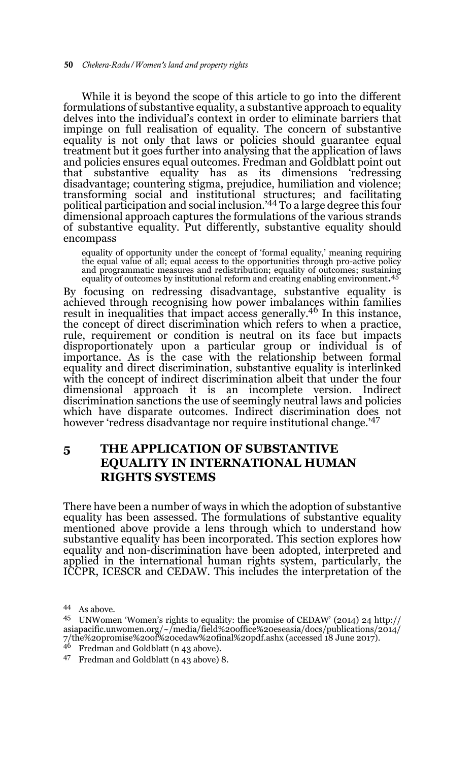While it is beyond the scope of this article to go into the different formulations of substantive equality, a substantive approach to equality delves into the individual's context in order to eliminate barriers that impinge on full realisation of equality. The concern of substantive equality is not only that laws or policies should guarantee equal treatment but it goes further into analysing that the application of laws and policies ensures equal outcomes. Fredman and Goldblatt point out that substantive equality has as its dimensions 'redressing disadvantage; countering stigma, prejudice, humiliation and violence; transforming social and institutional structures; and facilitating political participation and social inclusion.'[44] To a large degree this four dimensional approach captures the formulations of the various strands of substantive equality. Put differently, substantive equality should encompass

> equality of opportunity under the concept of 'formal equality,' meaning requiring the equal value of all; equal access to the opportunities through pro-active policy and programmatic measures and redistribution; equality of outcomes; sustaining equality of outcomes by institutional reform and creating enabling environment.[45]

By focusing on redressing disadvantage, substantive equality is achieved through recognising how power imbalances within families result in inequalities that impact access generally.[46] In this instance, the concept of direct discrimination which refers to when a practice, rule, requirement or condition is neutral on its face but impacts disproportionately upon a particular group or individual is of importance. As is the case with the relationship between formal equality and direct discrimination, substantive equality is interlinked with the concept of indirect discrimination albeit that under the four dimensional approach it is an incomplete version. Indirect discrimination sanctions the use of seemingly neutral laws and policies which have disparate outcomes. Indirect discrimination does not however 'redress disadvantage nor require institutional change.'[47]

## 5 THE APPLICATION OF SUBSTANTIVE EQUALITY IN INTERNATIONAL HUMAN RIGHTS SYSTEMS

There have been a number of ways in which the adoption of substantive equality has been assessed. The formulations of substantive equality mentioned above provide a lens through which to understand how substantive equality has been incorporated. This section explores how equality and non-discrimination have been adopted, interpreted and applied in the international human rights system, particularly, the ICCPR, ICESCR and CEDAW. This includes the interpretation of the

---

[44] As above.

[45] UNWomen 'Women's rights to equality: the promise of CEDAW' (2014) 24 http://asiapacific.unwomen.org/~/media/field%20office%20eseasia/docs/publications/2014/7/the%20promise%20of%20cedaw%20final%20pdf.ashx (accessed 18 June 2017).

[46] Fredman and Goldblatt (n 43 above).

[47] Fredman and Goldblatt (n 43 above) 8.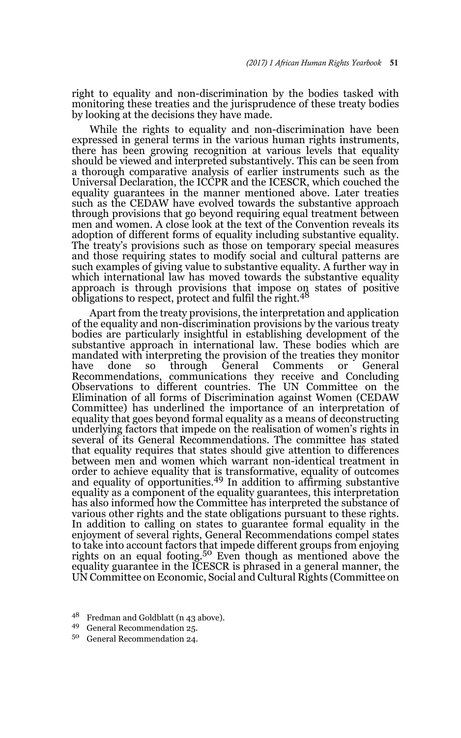right to equality and non-discrimination by the bodies tasked with monitoring these treaties and the jurisprudence of these treaty bodies by looking at the decisions they have made.

While the rights to equality and non-discrimination have been expressed in general terms in the various human rights instruments, there has been growing recognition at various levels that equality should be viewed and interpreted substantively. This can be seen from a thorough comparative analysis of earlier instruments such as the Universal Declaration, the ICCPR and the ICESCR, which couched the equality guarantees in the manner mentioned above. Later treaties such as the CEDAW have evolved towards the substantive approach through provisions that go beyond requiring equal treatment between men and women. A close look at the text of the Convention reveals its adoption of different forms of equality including substantive equality. The treaty's provisions such as those on temporary special measures and those requiring states to modify social and cultural patterns are such examples of giving value to substantive equality. A further way in which international law has moved towards the substantive equality approach is through provisions that impose on states of positive obligations to respect, protect and fulfil the right.[48]

Apart from the treaty provisions, the interpretation and application of the equality and non-discrimination provisions by the various treaty bodies are particularly insightful in establishing development of the substantive approach in international law. These bodies which are mandated with interpreting the provision of the treaties they monitor have done so through General Comments or General Recommendations, communications they receive and Concluding Observations to different countries. The UN Committee on the Elimination of all forms of Discrimination against Women (CEDAW Committee) has underlined the importance of an interpretation of equality that goes beyond formal equality as a means of deconstructing underlying factors that impede on the realisation of women's rights in several of its General Recommendations. The committee has stated that equality requires that states should give attention to differences between men and women which warrant non-identical treatment in order to achieve equality that is transformative, equality of outcomes and equality of opportunities.[49] In addition to affirming substantive equality as a component of the equality guarantees, this interpretation has also informed how the Committee has interpreted the substance of various other rights and the state obligations pursuant to these rights. In addition to calling on states to guarantee formal equality in the enjoyment of several rights, General Recommendations compel states to take into account factors that impede different groups from enjoying rights on an equal footing.[50] Even though as mentioned above the equality guarantee in the ICESCR is phrased in a general manner, the UN Committee on Economic, Social and Cultural Rights (Committee on

[48] Fredman and Goldblatt (n 43 above).

[49] General Recommendation 25.

[50] General Recommendation 24.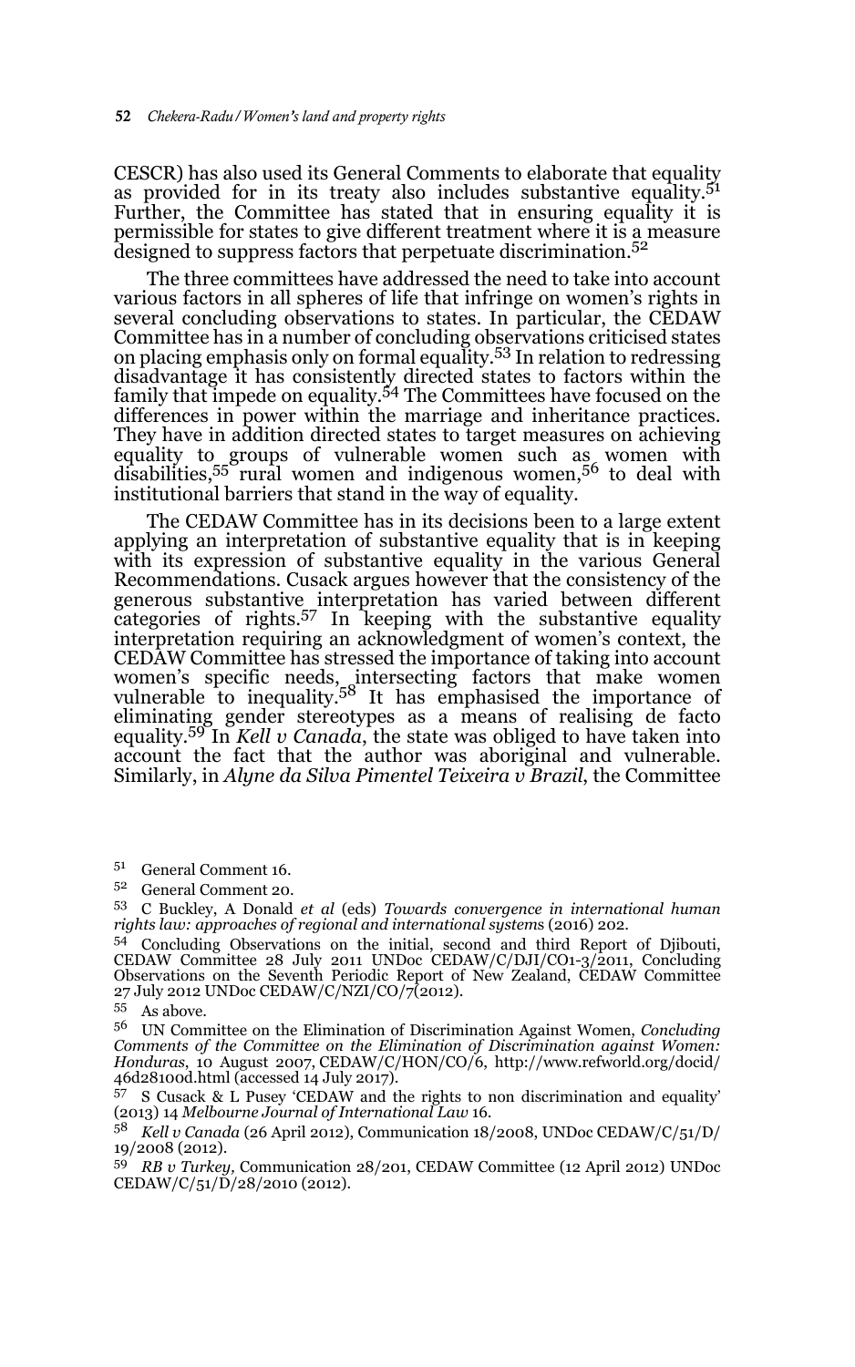CESCR) has also used its General Comments to elaborate that equality as provided for in its treaty also includes substantive equality.[51] Further, the Committee has stated that in ensuring equality it is permissible for states to give different treatment where it is a measure designed to suppress factors that perpetuate discrimination.[52]

The three committees have addressed the need to take into account various factors in all spheres of life that infringe on women's rights in several concluding observations to states. In particular, the CEDAW Committee has in a number of concluding observations criticised states on placing emphasis only on formal equality.[53] In relation to redressing disadvantage it has consistently directed states to factors within the family that impede on equality.[54] The Committees have focused on the differences in power within the marriage and inheritance practices. They have in addition directed states to target measures on achieving equality to groups of vulnerable women such as women with disabilities,[55] rural women and indigenous women,[56] to deal with institutional barriers that stand in the way of equality.

The CEDAW Committee has in its decisions been to a large extent applying an interpretation of substantive equality that is in keeping with its expression of substantive equality in the various General Recommendations. Cusack argues however that the consistency of the generous substantive interpretation has varied between different categories of rights.[57] In keeping with the substantive equality interpretation requiring an acknowledgment of women's context, the CEDAW Committee has stressed the importance of taking into account women's specific needs, intersecting factors that make women vulnerable to inequality.[58] It has emphasised the importance of eliminating gender stereotypes as a means of realising de facto equality.[59] In *Kell v Canada*, the state was obliged to have taken into account the fact that the author was aboriginal and vulnerable. Similarly, in *Alyne da Silva Pimentel Teixeira v Brazil*, the Committee

---

[51] General Comment 16.

[52] General Comment 20.

[53] C Buckley, A Donald *et al* (eds) *Towards convergence in international human rights law: approaches of regional and international systems* (2016) 202.

[54] Concluding Observations on the initial, second and third Report of Djibouti, CEDAW Committee 28 July 2011 UNDoc CEDAW/C/DJI/CO1-3/2011, Concluding Observations on the Seventh Periodic Report of New Zealand, CEDAW Committee 27 July 2012 UNDoc CEDAW/C/NZI/CO/7(2012).

[55] As above.

[56] UN Committee on the Elimination of Discrimination Against Women, *Concluding Comments of the Committee on the Elimination of Discrimination against Women: Honduras*, 10 August 2007, CEDAW/C/HON/CO/6, http://www.refworld.org/docid/46d28100d.html (accessed 14 July 2017).

[57] S Cusack & L Pusey 'CEDAW and the rights to non discrimination and equality' (2013) 14 *Melbourne Journal of International Law* 16.

[58] *Kell v Canada* (26 April 2012), Communication 18/2008, UNDoc CEDAW/C/51/D/19/2008 (2012).

[59] *RB v Turkey,* Communication 28/201, CEDAW Committee (12 April 2012) UNDoc CEDAW/C/51/D/28/2010 (2012).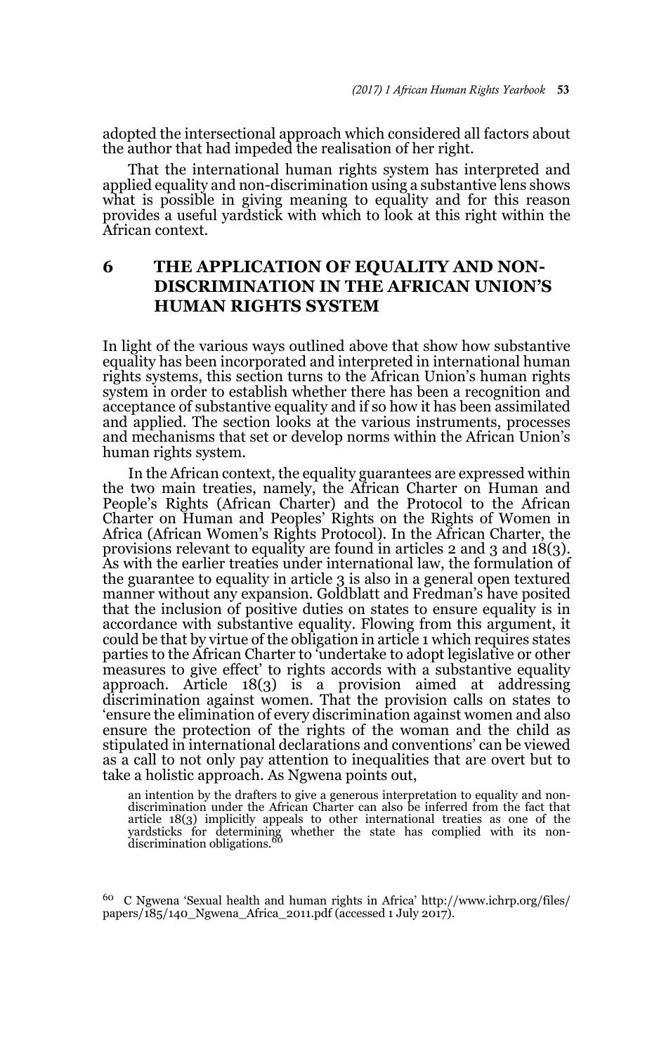adopted the intersectional approach which considered all factors about the author that had impeded the realisation of her right.

That the international human rights system has interpreted and applied equality and non-discrimination using a substantive lens shows what is possible in giving meaning to equality and for this reason provides a useful yardstick with which to look at this right within the African context.

## 6 THE APPLICATION OF EQUALITY AND NON-DISCRIMINATION IN THE AFRICAN UNION'S HUMAN RIGHTS SYSTEM

In light of the various ways outlined above that show how substantive equality has been incorporated and interpreted in international human rights systems, this section turns to the African Union's human rights system in order to establish whether there has been a recognition and acceptance of substantive equality and if so how it has been assimilated and applied. The section looks at the various instruments, processes and mechanisms that set or develop norms within the African Union's human rights system.

In the African context, the equality guarantees are expressed within the two main treaties, namely, the African Charter on Human and People's Rights (African Charter) and the Protocol to the African Charter on Human and Peoples' Rights on the Rights of Women in Africa (African Women's Rights Protocol). In the African Charter, the provisions relevant to equality are found in articles 2 and 3 and 18(3). As with the earlier treaties under international law, the formulation of the guarantee to equality in article 3 is also in a general open textured manner without any expansion. Goldblatt and Fredman's have posited that the inclusion of positive duties on states to ensure equality is in accordance with substantive equality. Flowing from this argument, it could be that by virtue of the obligation in article 1 which requires states parties to the African Charter to 'undertake to adopt legislative or other measures to give effect' to rights accords with a substantive equality approach. Article 18(3) is a provision aimed at addressing discrimination against women. That the provision calls on states to 'ensure the elimination of every discrimination against women and also ensure the protection of the rights of the woman and the child as stipulated in international declarations and conventions' can be viewed as a call to not only pay attention to inequalities that are overt but to take a holistic approach. As Ngwena points out,

> an intention by the drafters to give a generous interpretation to equality and non-discrimination under the African Charter can also be inferred from the fact that article 18(3) implicitly appeals to other international treaties as one of the yardsticks for determining whether the state has complied with its non-discrimination obligations.[60]

[60] C Ngwena 'Sexual health and human rights in Africa' http://www.ichrp.org/files/papers/185/140_Ngwena_Africa_2011.pdf (accessed 1 July 2017).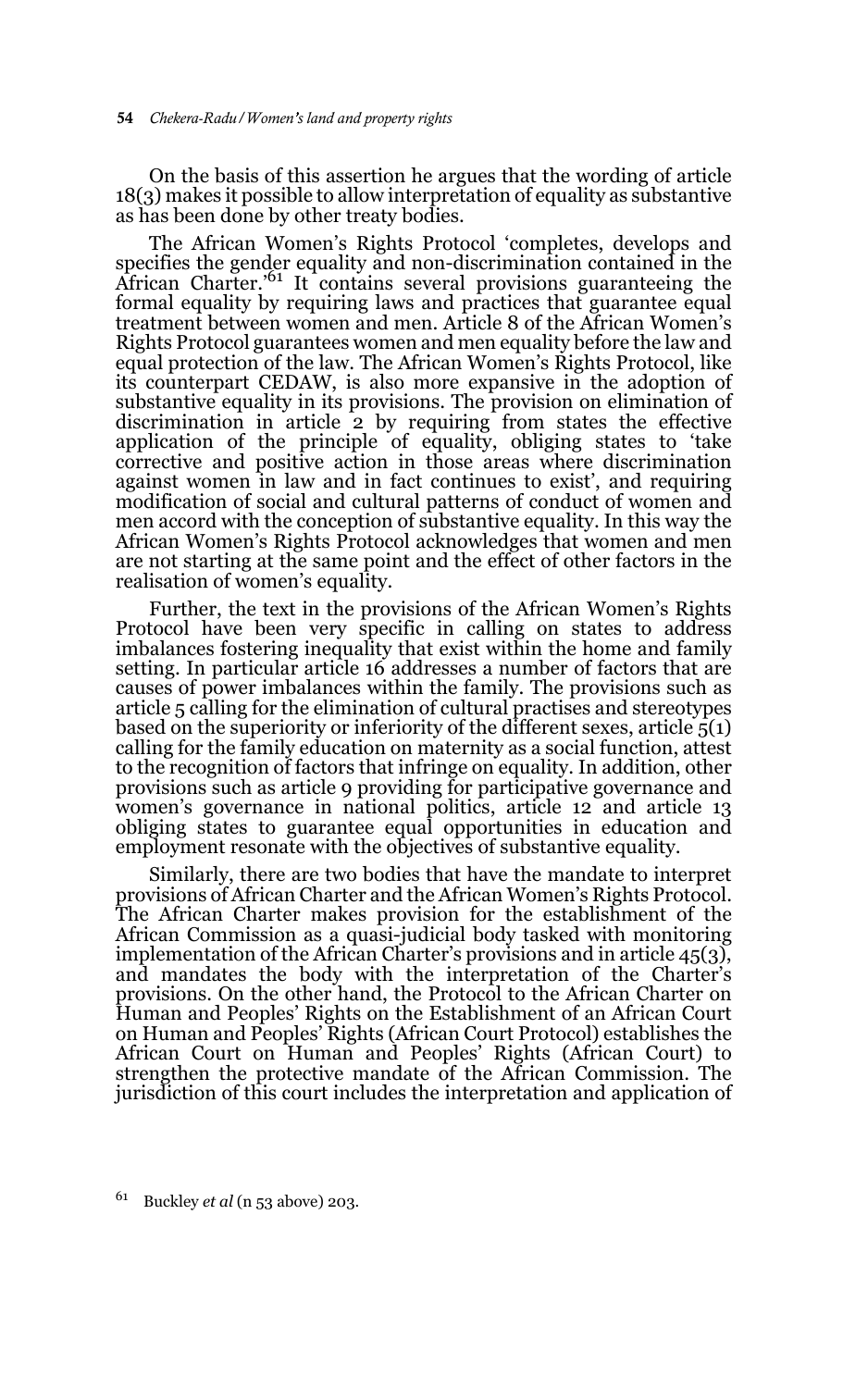On the basis of this assertion he argues that the wording of article 18(3) makes it possible to allow interpretation of equality as substantive as has been done by other treaty bodies.

The African Women's Rights Protocol 'completes, develops and specifies the gender equality and non-discrimination contained in the African Charter.'[61] It contains several provisions guaranteeing the formal equality by requiring laws and practices that guarantee equal treatment between women and men. Article 8 of the African Women's Rights Protocol guarantees women and men equality before the law and equal protection of the law. The African Women's Rights Protocol, like its counterpart CEDAW, is also more expansive in the adoption of substantive equality in its provisions. The provision on elimination of discrimination in article 2 by requiring from states the effective application of the principle of equality, obliging states to 'take corrective and positive action in those areas where discrimination against women in law and in fact continues to exist', and requiring modification of social and cultural patterns of conduct of women and men accord with the conception of substantive equality. In this way the African Women's Rights Protocol acknowledges that women and men are not starting at the same point and the effect of other factors in the realisation of women's equality.

Further, the text in the provisions of the African Women's Rights Protocol have been very specific in calling on states to address imbalances fostering inequality that exist within the home and family setting. In particular article 16 addresses a number of factors that are causes of power imbalances within the family. The provisions such as article 5 calling for the elimination of cultural practises and stereotypes based on the superiority or inferiority of the different sexes, article 5(1) calling for the family education on maternity as a social function, attest to the recognition of factors that infringe on equality. In addition, other provisions such as article 9 providing for participative governance and women's governance in national politics, article 12 and article 13 obliging states to guarantee equal opportunities in education and employment resonate with the objectives of substantive equality.

Similarly, there are two bodies that have the mandate to interpret provisions of African Charter and the African Women's Rights Protocol. The African Charter makes provision for the establishment of the African Commission as a quasi-judicial body tasked with monitoring implementation of the African Charter's provisions and in article 45(3), and mandates the body with the interpretation of the Charter's provisions. On the other hand, the Protocol to the African Charter on Human and Peoples' Rights on the Establishment of an African Court on Human and Peoples' Rights (African Court Protocol) establishes the African Court on Human and Peoples' Rights (African Court) to strengthen the protective mandate of the African Commission. The jurisdiction of this court includes the interpretation and application of

[61] Buckley *et al* (n 53 above) 203.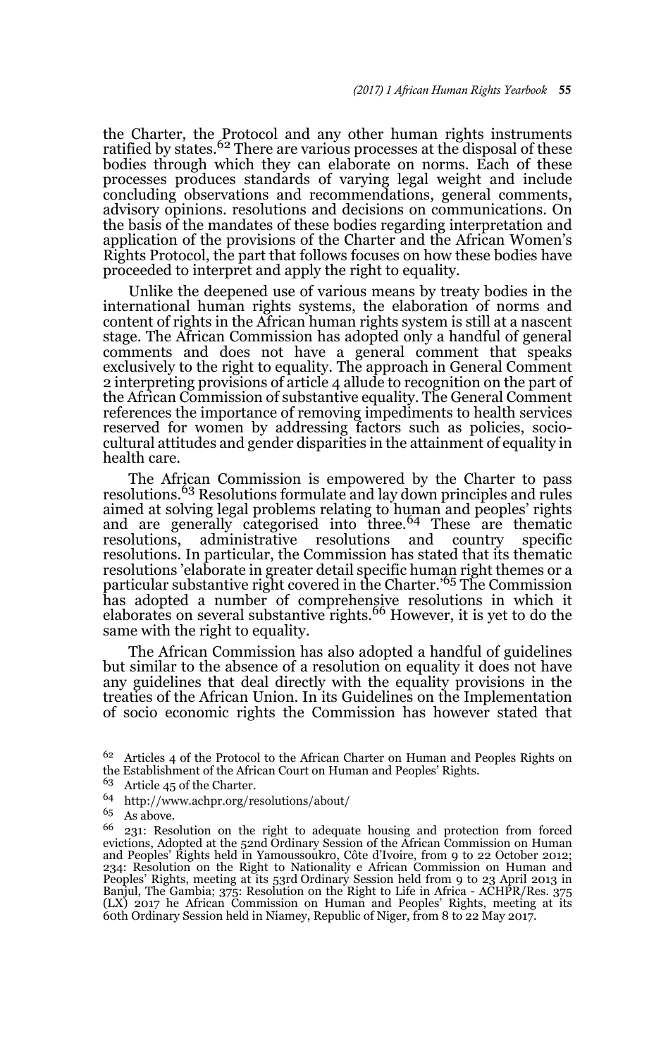the Charter, the Protocol and any other human rights instruments ratified by states.[62] There are various processes at the disposal of these bodies through which they can elaborate on norms. Each of these processes produces standards of varying legal weight and include concluding observations and recommendations, general comments, advisory opinions. resolutions and decisions on communications. On the basis of the mandates of these bodies regarding interpretation and application of the provisions of the Charter and the African Women's Rights Protocol, the part that follows focuses on how these bodies have proceeded to interpret and apply the right to equality.

Unlike the deepened use of various means by treaty bodies in the international human rights systems, the elaboration of norms and content of rights in the African human rights system is still at a nascent stage. The African Commission has adopted only a handful of general comments and does not have a general comment that speaks exclusively to the right to equality. The approach in General Comment 2 interpreting provisions of article 4 allude to recognition on the part of the African Commission of substantive equality. The General Comment references the importance of removing impediments to health services reserved for women by addressing factors such as policies, socio-cultural attitudes and gender disparities in the attainment of equality in health care.

The African Commission is empowered by the Charter to pass resolutions.[63] Resolutions formulate and lay down principles and rules aimed at solving legal problems relating to human and peoples' rights and are generally categorised into three.[64] These are thematic resolutions, administrative resolutions and country specific resolutions. In particular, the Commission has stated that its thematic resolutions 'elaborate in greater detail specific human right themes or a particular substantive right covered in the Charter.'[65] The Commission has adopted a number of comprehensive resolutions in which it elaborates on several substantive rights.[66] However, it is yet to do the same with the right to equality.

The African Commission has also adopted a handful of guidelines but similar to the absence of a resolution on equality it does not have any guidelines that deal directly with the equality provisions in the treaties of the African Union. In its Guidelines on the Implementation of socio economic rights the Commission has however stated that

---

62 Articles 4 of the Protocol to the African Charter on Human and Peoples Rights on the Establishment of the African Court on Human and Peoples' Rights.

63 Article 45 of the Charter.

64 http://www.achpr.org/resolutions/about/

65 As above.

66 231: Resolution on the right to adequate housing and protection from forced evictions, Adopted at the 52nd Ordinary Session of the African Commission on Human and Peoples' Rights held in Yamoussoukro, Côte d'Ivoire, from 9 to 22 October 2012; 234: Resolution on the Right to Nationality e African Commission on Human and Peoples' Rights, meeting at its 53rd Ordinary Session held from 9 to 23 April 2013 in Banjul, The Gambia; 375: Resolution on the Right to Life in Africa - ACHPR/Res. 375 (LX) 2017 he African Commission on Human and Peoples' Rights, meeting at its 60th Ordinary Session held in Niamey, Republic of Niger, from 8 to 22 May 2017.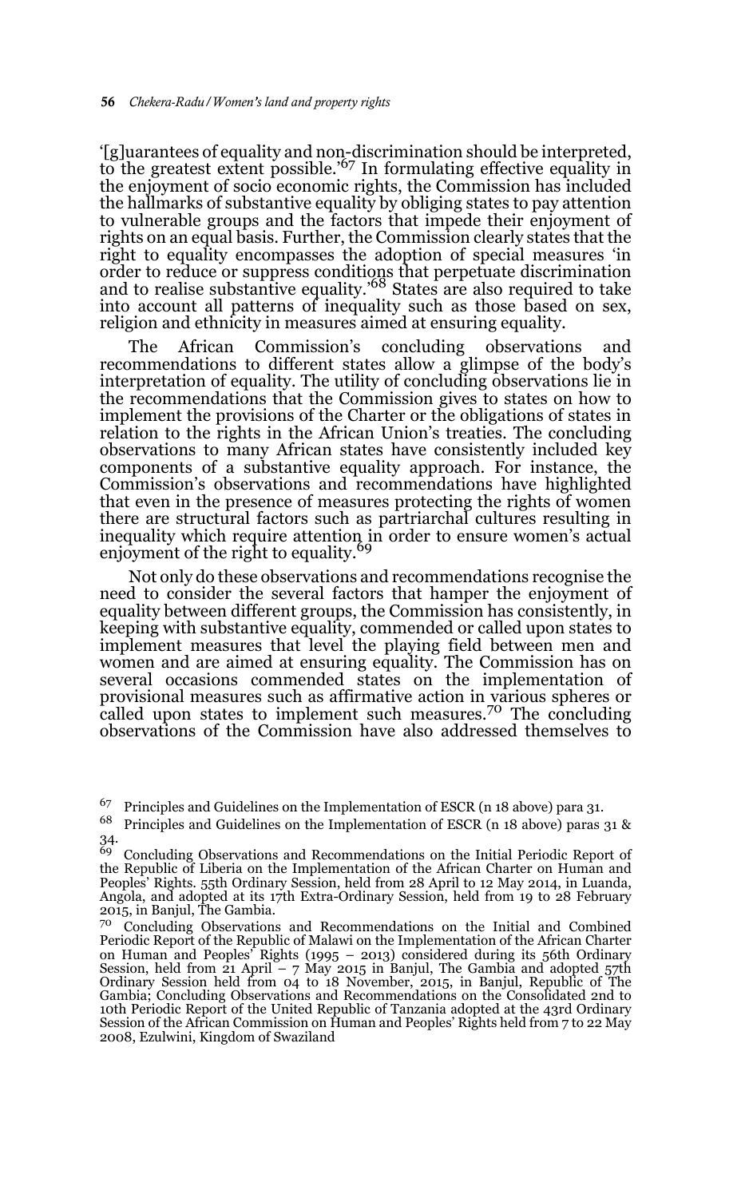'[g]uarantees of equality and non-discrimination should be interpreted, to the greatest extent possible.'[67] In formulating effective equality in the enjoyment of socio economic rights, the Commission has included the hallmarks of substantive equality by obliging states to pay attention to vulnerable groups and the factors that impede their enjoyment of rights on an equal basis. Further, the Commission clearly states that the right to equality encompasses the adoption of special measures 'in order to reduce or suppress conditions that perpetuate discrimination and to realise substantive equality.'[68] States are also required to take into account all patterns of inequality such as those based on sex, religion and ethnicity in measures aimed at ensuring equality.

The African Commission's concluding observations and recommendations to different states allow a glimpse of the body's interpretation of equality. The utility of concluding observations lie in the recommendations that the Commission gives to states on how to implement the provisions of the Charter or the obligations of states in relation to the rights in the African Union's treaties. The concluding observations to many African states have consistently included key components of a substantive equality approach. For instance, the Commission's observations and recommendations have highlighted that even in the presence of measures protecting the rights of women there are structural factors such as partriarchal cultures resulting in inequality which require attention in order to ensure women's actual enjoyment of the right to equality.[69]

Not only do these observations and recommendations recognise the need to consider the several factors that hamper the enjoyment of equality between different groups, the Commission has consistently, in keeping with substantive equality, commended or called upon states to implement measures that level the playing field between men and women and are aimed at ensuring equality. The Commission has on several occasions commended states on the implementation of provisional measures such as affirmative action in various spheres or called upon states to implement such measures.[70] The concluding observations of the Commission have also addressed themselves to

---

[67] Principles and Guidelines on the Implementation of ESCR (n 18 above) para 31.

[68] Principles and Guidelines on the Implementation of ESCR (n 18 above) paras 31 & 34.

[69] Concluding Observations and Recommendations on the Initial Periodic Report of the Republic of Liberia on the Implementation of the African Charter on Human and Peoples' Rights. 55th Ordinary Session, held from 28 April to 12 May 2014, in Luanda, Angola, and adopted at its 17th Extra-Ordinary Session, held from 19 to 28 February 2015, in Banjul, The Gambia.

[70] Concluding Observations and Recommendations on the Initial and Combined Periodic Report of the Republic of Malawi on the Implementation of the African Charter on Human and Peoples' Rights (1995 – 2013) considered during its 56th Ordinary Session, held from 21 April – 7 May 2015 in Banjul, The Gambia and adopted 57th Ordinary Session held from 04 to 18 November, 2015, in Banjul, Republic of The Gambia; Concluding Observations and Recommendations on the Consolidated 2nd to 10th Periodic Report of the United Republic of Tanzania adopted at the 43rd Ordinary Session of the African Commission on Human and Peoples' Rights held from 7 to 22 May 2008, Ezulwini, Kingdom of Swaziland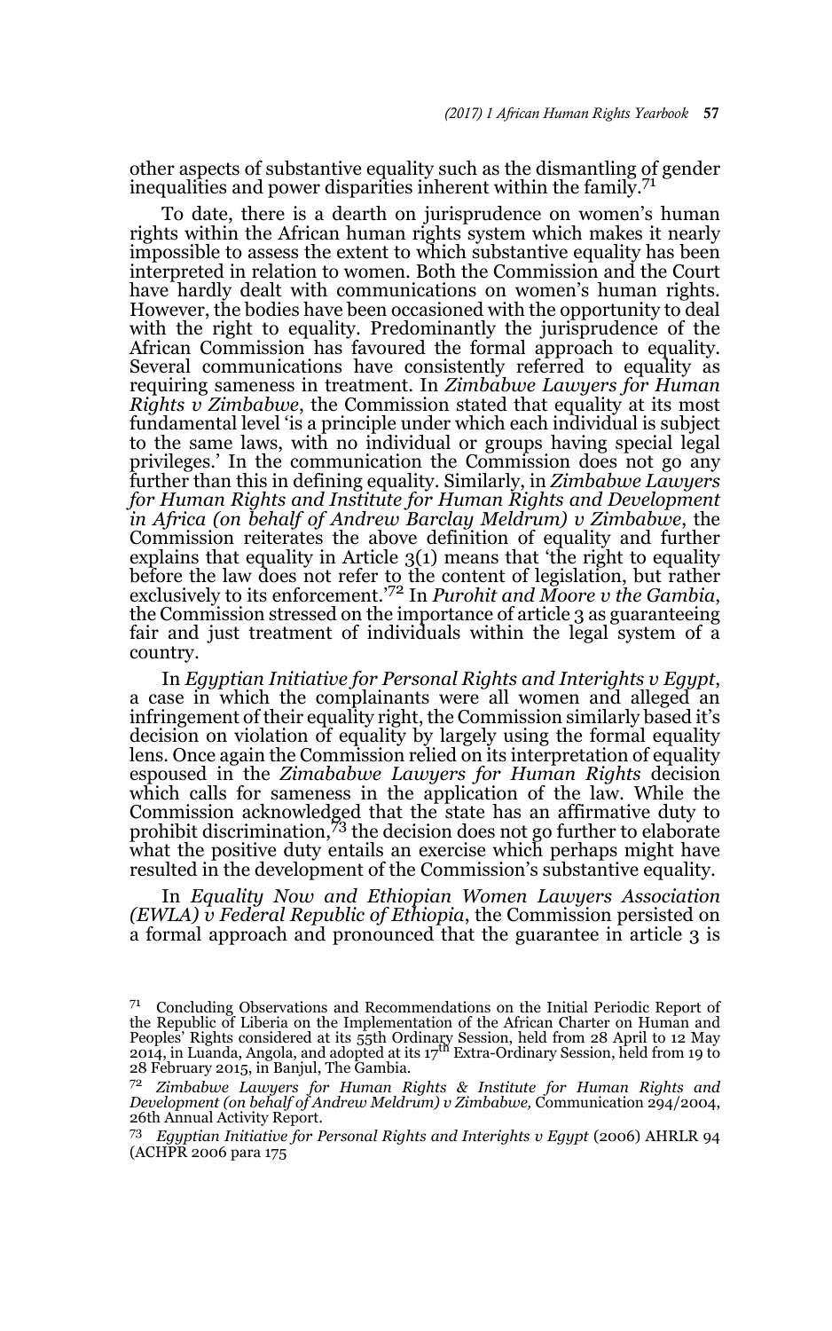other aspects of substantive equality such as the dismantling of gender inequalities and power disparities inherent within the family.[71]

To date, there is a dearth on jurisprudence on women's human rights within the African human rights system which makes it nearly impossible to assess the extent to which substantive equality has been interpreted in relation to women. Both the Commission and the Court have hardly dealt with communications on women's human rights. However, the bodies have been occasioned with the opportunity to deal with the right to equality. Predominantly the jurisprudence of the African Commission has favoured the formal approach to equality. Several communications have consistently referred to equality as requiring sameness in treatment. In *Zimbabwe Lawyers for Human Rights v Zimbabwe*, the Commission stated that equality at its most fundamental level 'is a principle under which each individual is subject to the same laws, with no individual or groups having special legal privileges.' In the communication the Commission does not go any further than this in defining equality. Similarly, in *Zimbabwe Lawyers for Human Rights and Institute for Human Rights and Development in Africa (on behalf of Andrew Barclay Meldrum) v Zimbabwe*, the Commission reiterates the above definition of equality and further explains that equality in Article 3(1) means that 'the right to equality before the law does not refer to the content of legislation, but rather exclusively to its enforcement.'[72] In *Purohit and Moore v the Gambia*, the Commission stressed on the importance of article 3 as guaranteeing fair and just treatment of individuals within the legal system of a country.

In *Egyptian Initiative for Personal Rights and Interights v Egypt*, a case in which the complainants were all women and alleged an infringement of their equality right, the Commission similarly based it's decision on violation of equality by largely using the formal equality lens. Once again the Commission relied on its interpretation of equality espoused in the *Zimababwe Lawyers for Human Rights* decision which calls for sameness in the application of the law. While the Commission acknowledged that the state has an affirmative duty to prohibit discrimination,[73] the decision does not go further to elaborate what the positive duty entails an exercise which perhaps might have resulted in the development of the Commission's substantive equality.

In *Equality Now and Ethiopian Women Lawyers Association (EWLA) v Federal Republic of Ethiopia*, the Commission persisted on a formal approach and pronounced that the guarantee in article 3 is

---

[71] Concluding Observations and Recommendations on the Initial Periodic Report of the Republic of Liberia on the Implementation of the African Charter on Human and Peoples' Rights considered at its 55th Ordinary Session, held from 28 April to 12 May 2014, in Luanda, Angola, and adopted at its 17th Extra-Ordinary Session, held from 19 to 28 February 2015, in Banjul, The Gambia.

[72] *Zimbabwe Lawyers for Human Rights & Institute for Human Rights and Development (on behalf of Andrew Meldrum) v Zimbabwe,* Communication 294/2004, 26th Annual Activity Report.

[73] *Egyptian Initiative for Personal Rights and Interights v Egypt* (2006) AHRLR 94 (ACHPR 2006 para 175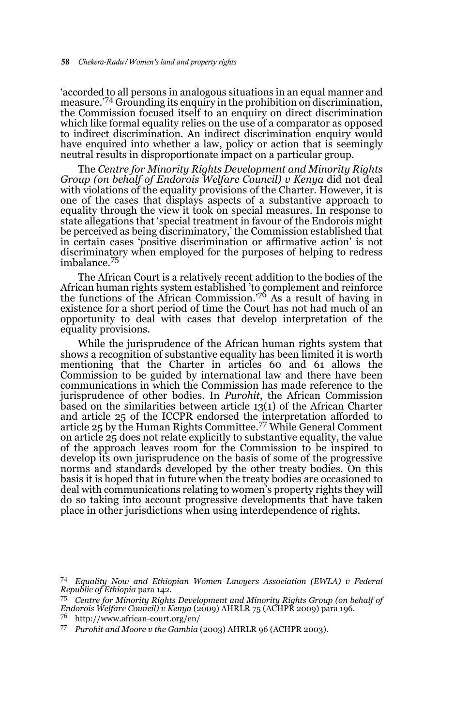'accorded to all persons in analogous situations in an equal manner and measure.'[74] Grounding its enquiry in the prohibition on discrimination, the Commission focused itself to an enquiry on direct discrimination which like formal equality relies on the use of a comparator as opposed to indirect discrimination. An indirect discrimination enquiry would have enquired into whether a law, policy or action that is seemingly neutral results in disproportionate impact on a particular group.

The *Centre for Minority Rights Development and Minority Rights Group (on behalf of Endorois Welfare Council) v Kenya* did not deal with violations of the equality provisions of the Charter. However, it is one of the cases that displays aspects of a substantive approach to equality through the view it took on special measures. In response to state allegations that 'special treatment in favour of the Endorois might be perceived as being discriminatory,' the Commission established that in certain cases 'positive discrimination or affirmative action' is not discriminatory when employed for the purposes of helping to redress imbalance.[75]

The African Court is a relatively recent addition to the bodies of the African human rights system established 'to complement and reinforce the functions of the African Commission.'[76] As a result of having in existence for a short period of time the Court has not had much of an opportunity to deal with cases that develop interpretation of the equality provisions.

While the jurisprudence of the African human rights system that shows a recognition of substantive equality has been limited it is worth mentioning that the Charter in articles 60 and 61 allows the Commission to be guided by international law and there have been communications in which the Commission has made reference to the jurisprudence of other bodies. In *Purohit*, the African Commission based on the similarities between article 13(1) of the African Charter and article 25 of the ICCPR endorsed the interpretation afforded to article 25 by the Human Rights Committee.[77] While General Comment on article 25 does not relate explicitly to substantive equality, the value of the approach leaves room for the Commission to be inspired to develop its own jurisprudence on the basis of some of the progressive norms and standards developed by the other treaty bodies. On this basis it is hoped that in future when the treaty bodies are occasioned to deal with communications relating to women's property rights they will do so taking into account progressive developments that have taken place in other jurisdictions when using interdependence of rights.

---

74 *Equality Now and Ethiopian Women Lawyers Association (EWLA) v Federal Republic of Ethiopia* para 142.

75 *Centre for Minority Rights Development and Minority Rights Group (on behalf of Endorois Welfare Council) v Kenya* (2009) AHRLR 75 (ACHPR 2009) para 196.

76 http://www.african-court.org/en/

77 *Purohit and Moore v the Gambia* (2003) AHRLR 96 (ACHPR 2003).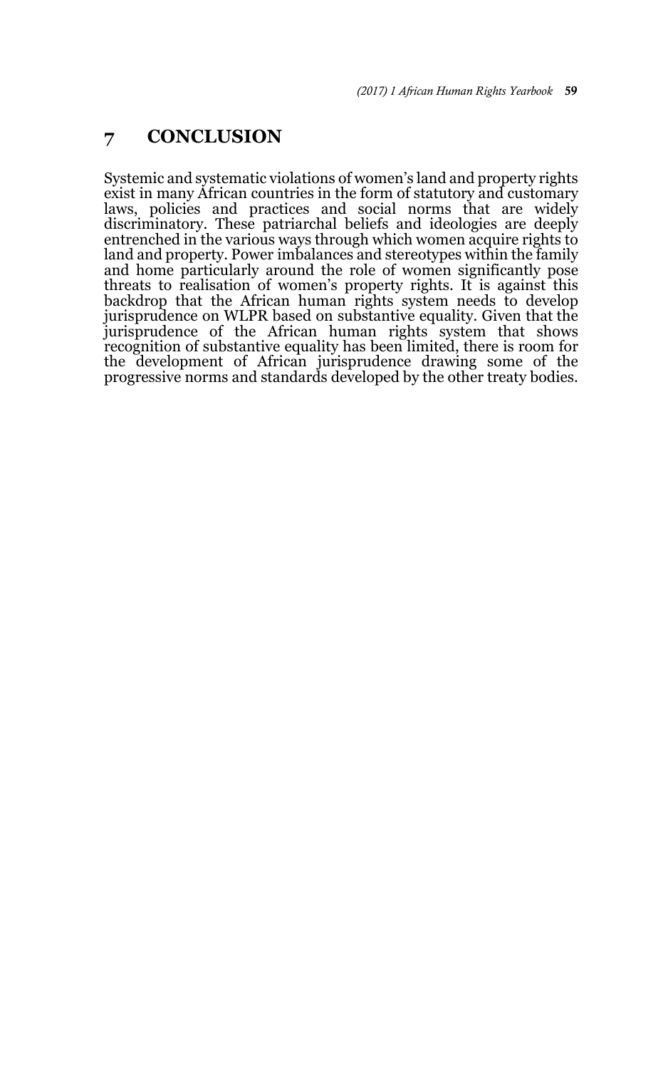## 7 CONCLUSION

Systemic and systematic violations of women's land and property rights exist in many African countries in the form of statutory and customary laws, policies and practices and social norms that are widely discriminatory. These patriarchal beliefs and ideologies are deeply entrenched in the various ways through which women acquire rights to land and property. Power imbalances and stereotypes within the family and home particularly around the role of women significantly pose threats to realisation of women's property rights. It is against this backdrop that the African human rights system needs to develop jurisprudence on WLPR based on substantive equality. Given that the jurisprudence of the African human rights system that shows recognition of substantive equality has been limited, there is room for the development of African jurisprudence drawing some of the progressive norms and standards developed by the other treaty bodies.